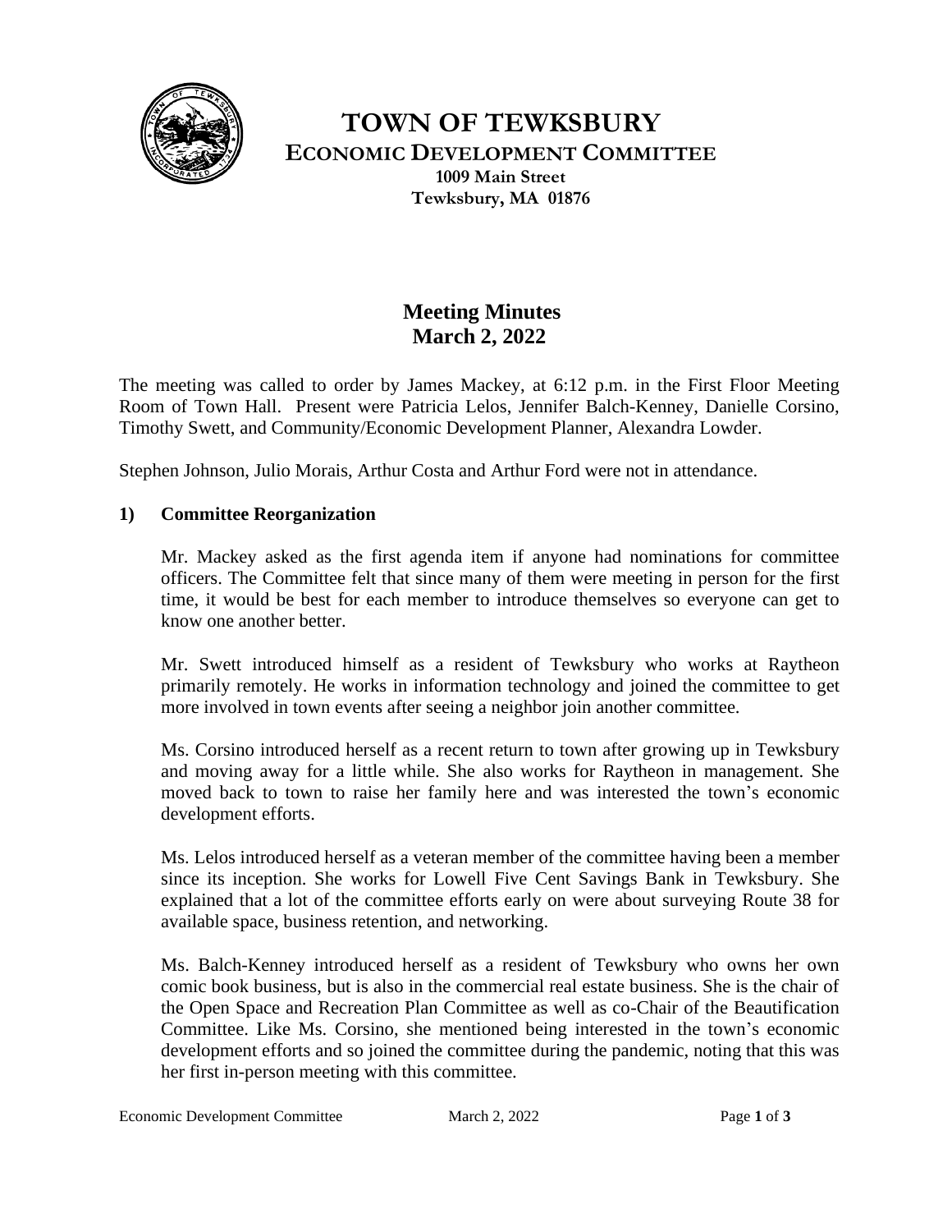# TOWN OF TEWKSBURY

## ECONOMIC DEVELOPMENT COMMITTEE

**1009 Main Street**
**Tewksbury, MA 01876**

## Meeting Minutes
## March 2, 2022

The meeting was called to order by James Mackey, at 6:12 p.m. in the First Floor Meeting Room of Town Hall. Present were Patricia Lelos, Jennifer Balch-Kenney, Danielle Corsino, Timothy Swett, and Community/Economic Development Planner, Alexandra Lowder.

Stephen Johnson, Julio Morais, Arthur Costa and Arthur Ford were not in attendance.

### 1) Committee Reorganization

Mr. Mackey asked as the first agenda item if anyone had nominations for committee officers. The Committee felt that since many of them were meeting in person for the first time, it would be best for each member to introduce themselves so everyone can get to know one another better.

Mr. Swett introduced himself as a resident of Tewksbury who works at Raytheon primarily remotely. He works in information technology and joined the committee to get more involved in town events after seeing a neighbor join another committee.

Ms. Corsino introduced herself as a recent return to town after growing up in Tewksbury and moving away for a little while. She also works for Raytheon in management. She moved back to town to raise her family here and was interested the town's economic development efforts.

Ms. Lelos introduced herself as a veteran member of the committee having been a member since its inception. She works for Lowell Five Cent Savings Bank in Tewksbury. She explained that a lot of the committee efforts early on were about surveying Route 38 for available space, business retention, and networking.

Ms. Balch-Kenney introduced herself as a resident of Tewksbury who owns her own comic book business, but is also in the commercial real estate business. She is the chair of the Open Space and Recreation Plan Committee as well as co-Chair of the Beautification Committee. Like Ms. Corsino, she mentioned being interested in the town's economic development efforts and so joined the committee during the pandemic, noting that this was her first in-person meeting with this committee.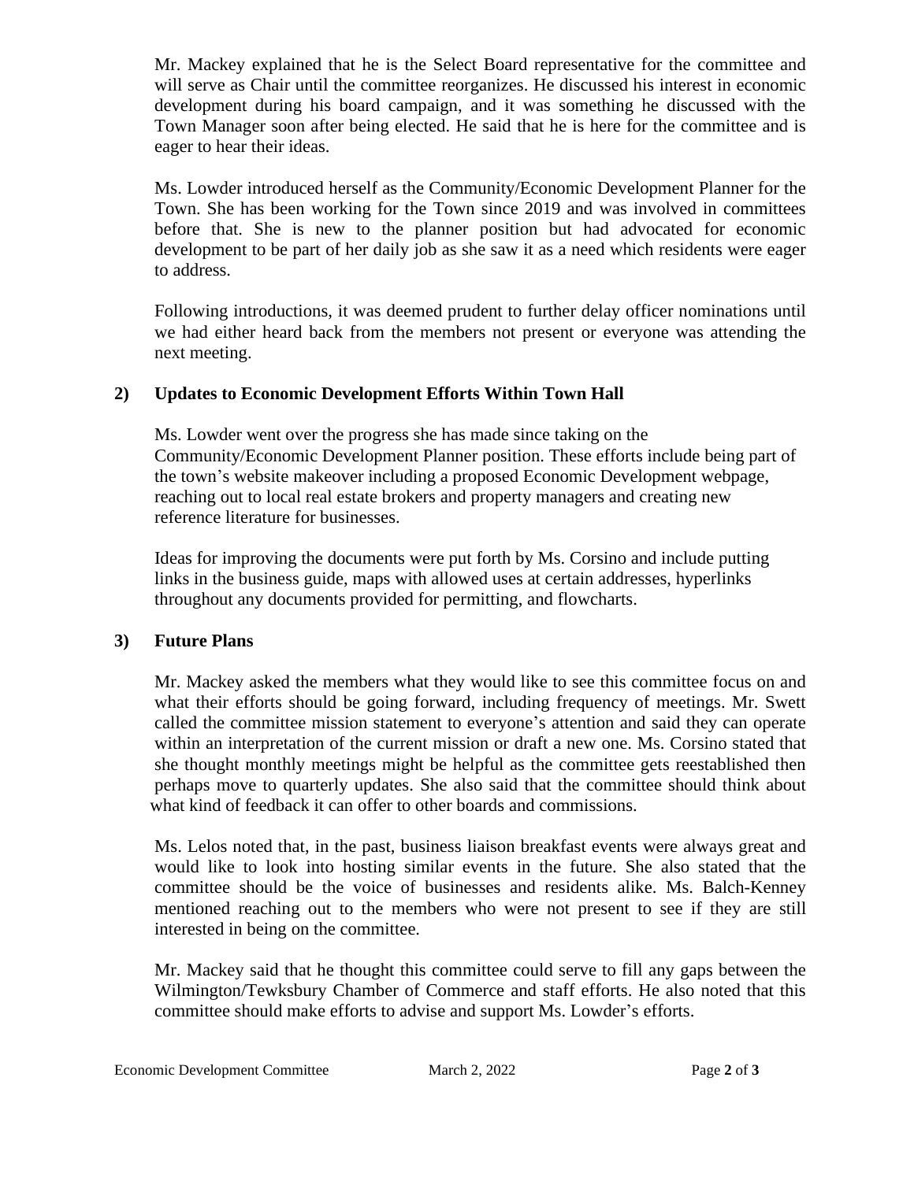Mr. Mackey explained that he is the Select Board representative for the committee and will serve as Chair until the committee reorganizes. He discussed his interest in economic development during his board campaign, and it was something he discussed with the Town Manager soon after being elected. He said that he is here for the committee and is eager to hear their ideas.

Ms. Lowder introduced herself as the Community/Economic Development Planner for the Town. She has been working for the Town since 2019 and was involved in committees before that. She is new to the planner position but had advocated for economic development to be part of her daily job as she saw it as a need which residents were eager to address.

Following introductions, it was deemed prudent to further delay officer nominations until we had either heard back from the members not present or everyone was attending the next meeting.

**2) Updates to Economic Development Efforts Within Town Hall**

Ms. Lowder went over the progress she has made since taking on the Community/Economic Development Planner position. These efforts include being part of the town's website makeover including a proposed Economic Development webpage, reaching out to local real estate brokers and property managers and creating new reference literature for businesses.

Ideas for improving the documents were put forth by Ms. Corsino and include putting links in the business guide, maps with allowed uses at certain addresses, hyperlinks throughout any documents provided for permitting, and flowcharts.

**3) Future Plans**

Mr. Mackey asked the members what they would like to see this committee focus on and what their efforts should be going forward, including frequency of meetings. Mr. Swett called the committee mission statement to everyone's attention and said they can operate within an interpretation of the current mission or draft a new one. Ms. Corsino stated that she thought monthly meetings might be helpful as the committee gets reestablished then perhaps move to quarterly updates. She also said that the committee should think about what kind of feedback it can offer to other boards and commissions.

Ms. Lelos noted that, in the past, business liaison breakfast events were always great and would like to look into hosting similar events in the future. She also stated that the committee should be the voice of businesses and residents alike. Ms. Balch-Kenney mentioned reaching out to the members who were not present to see if they are still interested in being on the committee.

Mr. Mackey said that he thought this committee could serve to fill any gaps between the Wilmington/Tewksbury Chamber of Commerce and staff efforts. He also noted that this committee should make efforts to advise and support Ms. Lowder's efforts.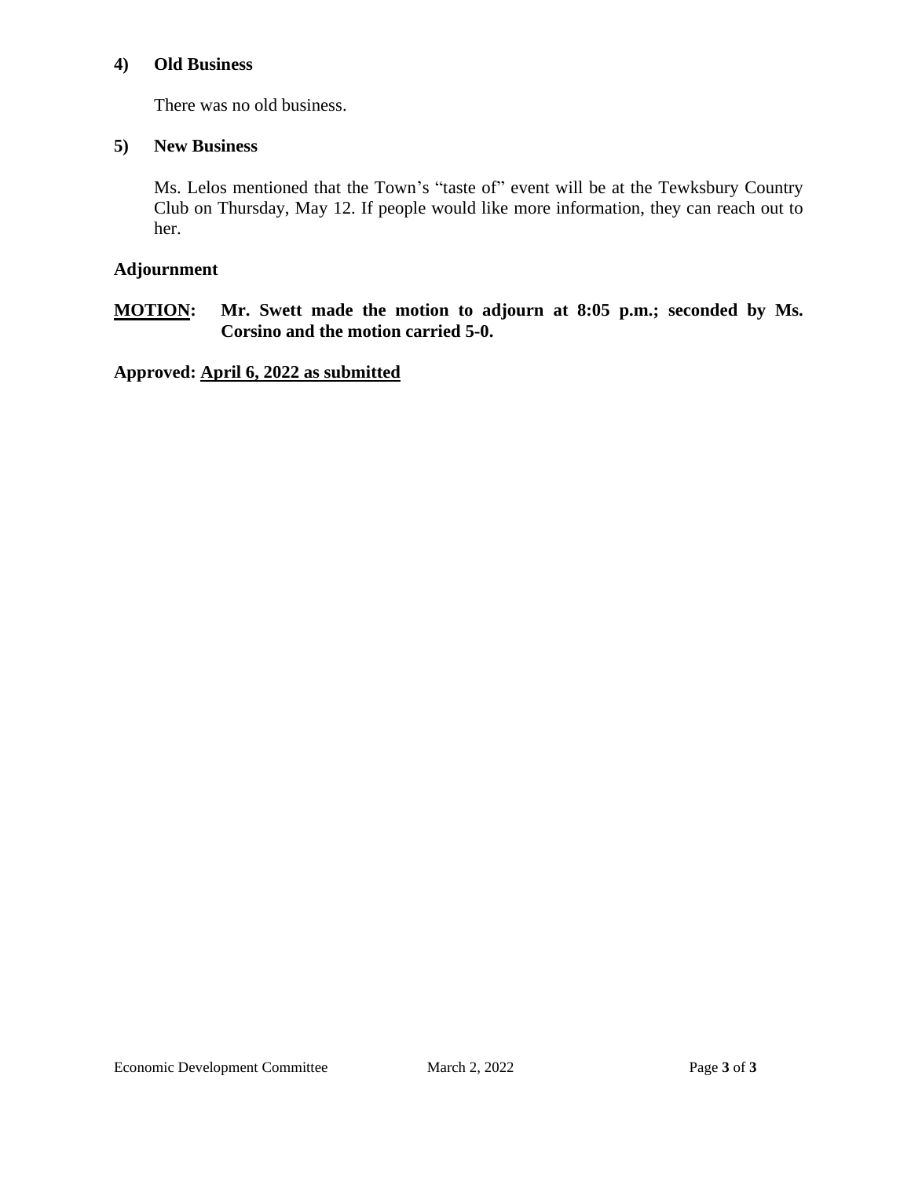## 4) Old Business

There was no old business.

## 5) New Business

Ms. Lelos mentioned that the Town's "taste of" event will be at the Tewksbury Country Club on Thursday, May 12. If people would like more information, they can reach out to her.

## Adjournment

**MOTION: Mr. Swett made the motion to adjourn at 8:05 p.m.; seconded by Ms. Corsino and the motion carried 5-0.**

**Approved: April 6, 2022 as submitted**